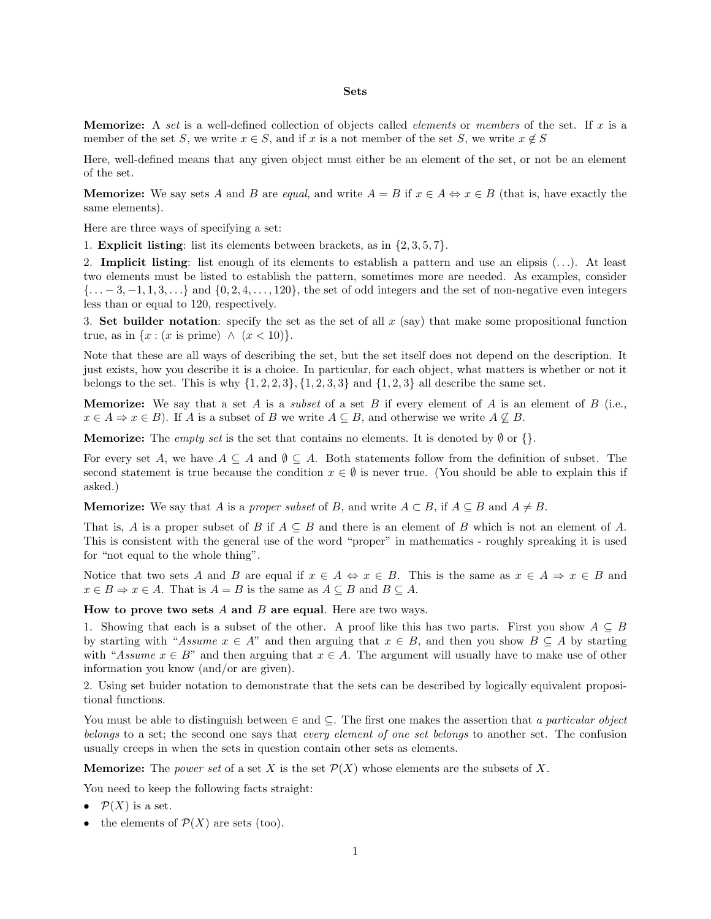# Sets

**Memorize:** A *set* is a well-defined collection of objects called *elements* or *members* of the set. If $x$ is a member of the set $S$, we write $x \in S$, and if $x$ is a not member of the set $S$, we write $x \notin S$

Here, well-defined means that any given object must either be an element of the set, or not be an element of the set.

**Memorize:** We say sets $A$ and $B$ are *equal*, and write $A = B$ if $x \in A \Leftrightarrow x \in B$ (that is, have exactly the same elements).

Here are three ways of specifying a set:

1. **Explicit listing**: list its elements between brackets, as in $\{2, 3, 5, 7\}$.

2. **Implicit listing**: list enough of its elements to establish a pattern and use an elipsis $(\ldots)$. At least two elements must be listed to establish the pattern, sometimes more are needed. As examples, consider $\{\ldots -3, -1, 1, 3, \ldots\}$ and $\{0, 2, 4, \ldots, 120\}$, the set of odd integers and the set of non-negative even integers less than or equal to 120, respectively.

3. **Set builder notation**: specify the set as the set of all $x$ (say) that make some propositional function true, as in $\{x : (x \text{ is prime}) \wedge (x < 10)\}$.

Note that these are all ways of describing the set, but the set itself does not depend on the description. It just exists, how you describe it is a choice. In particular, for each object, what matters is whether or not it belongs to the set. This is why $\{1, 2, 2, 3\}, \{1, 2, 3, 3\}$ and $\{1, 2, 3\}$ all describe the same set.

**Memorize:** We say that a set $A$ is a *subset* of a set $B$ if every element of $A$ is an element of $B$ (i.e., $x \in A \Rightarrow x \in B$). If $A$ is a subset of $B$ we write $A \subseteq B$, and otherwise we write $A \not\subseteq B$.

**Memorize:** The *empty set* is the set that contains no elements. It is denoted by $\emptyset$ or $\{\}$.

For every set $A$, we have $A \subseteq A$ and $\emptyset \subseteq A$. Both statements follow from the definition of subset. The second statement is true because the condition $x \in \emptyset$ is never true. (You should be able to explain this if asked.)

**Memorize:** We say that $A$ is a *proper subset* of $B$, and write $A \subset B$, if $A \subseteq B$ and $A \neq B$.

That is, $A$ is a proper subset of $B$ if $A \subseteq B$ and there is an element of $B$ which is not an element of $A$. This is consistent with the general use of the word "proper" in mathematics - roughly spreaking it is used for "not equal to the whole thing".

Notice that two sets $A$ and $B$ are equal if $x \in A \Leftrightarrow x \in B$. This is the same as $x \in A \Rightarrow x \in B$ and $x \in B \Rightarrow x \in A$. That is $A = B$ is the same as $A \subseteq B$ and $B \subseteq A$.

**How to prove two sets $A$ and $B$ are equal**. Here are two ways.

1. Showing that each is a subset of the other. A proof like this has two parts. First you show $A \subseteq B$ by starting with "*Assume* $x \in A$" and then arguing that $x \in B$, and then you show $B \subseteq A$ by starting with "*Assume* $x \in B$" and then arguing that $x \in A$. The argument will usually have to make use of other information you know (and/or are given).

2. Using set buider notation to demonstrate that the sets can be described by logically equivalent propositional functions.

You must be able to distinguish between $\in$ and $\subseteq$. The first one makes the assertion that *a particular object belongs* to a set; the second one says that *every element of one set belongs* to another set. The confusion usually creeps in when the sets in question contain other sets as elements.

**Memorize:** The *power set* of a set $X$ is the set $\mathcal{P}(X)$ whose elements are the subsets of $X$.

You need to keep the following facts straight:

- $\mathcal{P}(X)$ is a set.
- the elements of $\mathcal{P}(X)$ are sets (too).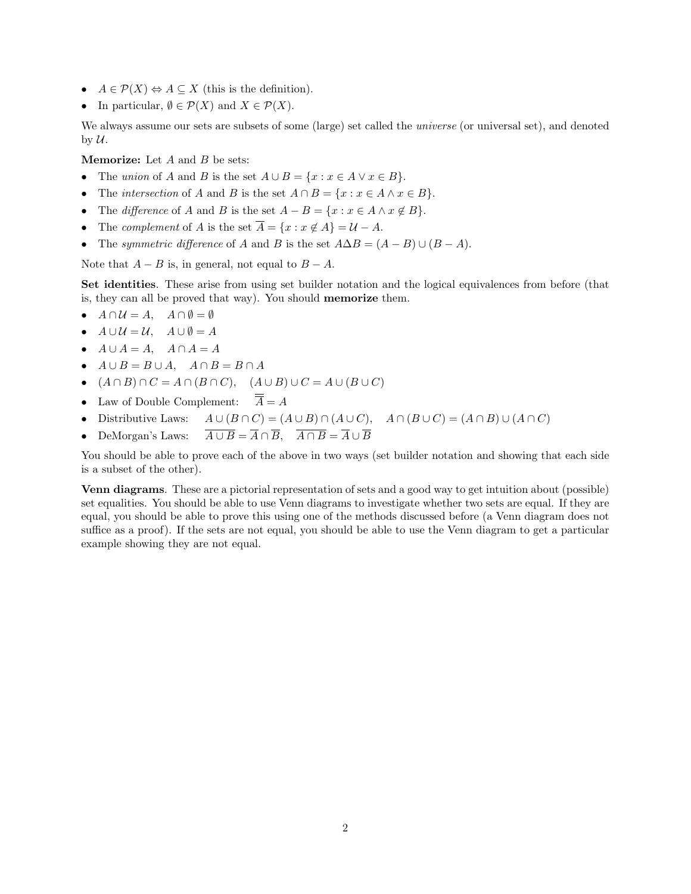- $A \in \mathcal{P}(X) \Leftrightarrow A \subseteq X$ (this is the definition).
- In particular, $\emptyset \in \mathcal{P}(X)$ and $X \in \mathcal{P}(X)$.

We always assume our sets are subsets of some (large) set called the *universe* (or universal set), and denoted by $\mathcal{U}$.

**Memorize:** Let $A$ and $B$ be sets:

- The *union* of $A$ and $B$ is the set $A \cup B = \{x : x \in A \vee x \in B\}$.
- The *intersection* of $A$ and $B$ is the set $A \cap B = \{x : x \in A \wedge x \in B\}$.
- The *difference* of $A$ and $B$ is the set $A - B = \{x : x \in A \wedge x \notin B\}$.
- The *complement* of $A$ is the set $\overline{A} = \{x : x \notin A\} = \mathcal{U} - A$.
- The *symmetric difference* of $A$ and $B$ is the set $A \Delta B = (A - B) \cup (B - A)$.

Note that $A - B$ is, in general, not equal to $B - A$.

**Set identities**. These arise from using set builder notation and the logical equivalences from before (that is, they can all be proved that way). You should **memorize** them.

- $A \cap \mathcal{U} = A, \quad A \cap \emptyset = \emptyset$
- $A \cup \mathcal{U} = \mathcal{U}, \quad A \cup \emptyset = A$
- $A \cup A = A, \quad A \cap A = A$
- $A \cup B = B \cup A, \quad A \cap B = B \cap A$
- $(A \cap B) \cap C = A \cap (B \cap C), \quad (A \cup B) \cup C = A \cup (B \cup C)$
- Law of Double Complement: $\quad \overline{\overline{A}} = A$
- Distributive Laws: $\quad A \cup (B \cap C) = (A \cup B) \cap (A \cup C), \quad A \cap (B \cup C) = (A \cap B) \cup (A \cap C)$
- DeMorgan's Laws: $\quad \overline{A \cup B} = \overline{A} \cap \overline{B}, \quad \overline{A \cap B} = \overline{A} \cup \overline{B}$

You should be able to prove each of the above in two ways (set builder notation and showing that each side is a subset of the other).

**Venn diagrams**. These are a pictorial representation of sets and a good way to get intuition about (possible) set equalities. You should be able to use Venn diagrams to investigate whether two sets are equal. If they are equal, you should be able to prove this using one of the methods discussed before (a Venn diagram does not suffice as a proof). If the sets are not equal, you should be able to use the Venn diagram to get a particular example showing they are not equal.